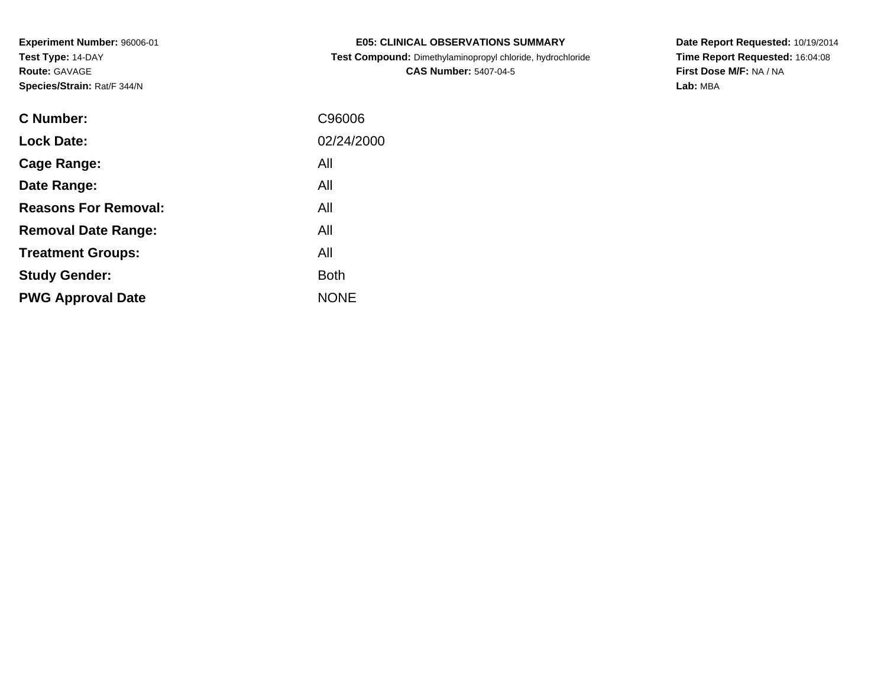**Experiment Number:** 96006-01
**Test Type:** 14-DAY
**Route:** GAVAGE
**Species/Strain:** Rat/F 344/N

**E05: CLINICAL OBSERVATIONS SUMMARY**
**Test Compound:** Dimethylaminopropyl chloride, hydrochloride
**CAS Number:** 5407-04-5

**Date Report Requested:** 10/19/2014
**Time Report Requested:** 16:04:08
**First Dose M/F:** NA / NA
**Lab:** MBA

| | |
|---|---|
| **C Number:** | C96006 |
| **Lock Date:** | 02/24/2000 |
| **Cage Range:** | All |
| **Date Range:** | All |
| **Reasons For Removal:** | All |
| **Removal Date Range:** | All |
| **Treatment Groups:** | All |
| **Study Gender:** | Both |
| **PWG Approval Date** | NONE |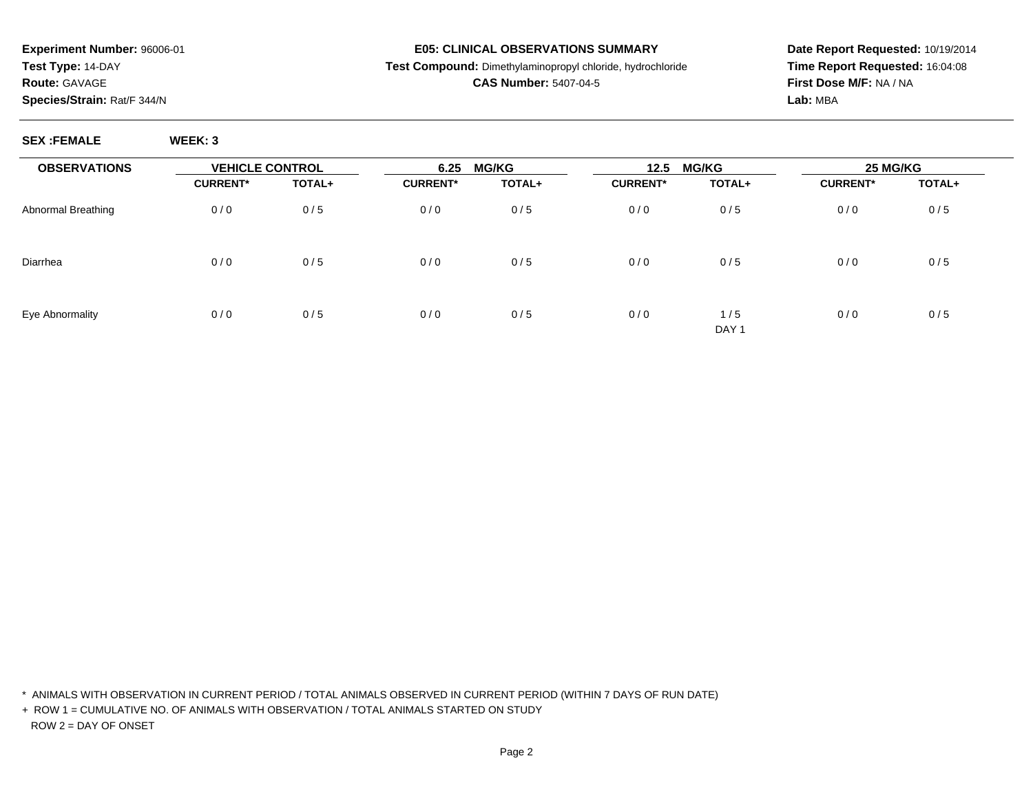**Experiment Number:** 96006-01
**Test Type:** 14-DAY
**Route:** GAVAGE
**Species/Strain:** Rat/F 344/N

**E05: CLINICAL OBSERVATIONS SUMMARY**
**Test Compound:** Dimethylaminopropyl chloride, hydrochloride
**CAS Number:** 5407-04-5

**Date Report Requested:** 10/19/2014
**Time Report Requested:** 16:04:08
**First Dose M/F:** NA / NA
**Lab:** MBA

**SEX :FEMALE** **WEEK: 3**

| OBSERVATIONS | VEHICLE CONTROL | | 6.25 MG/KG | | 12.5 MG/KG | | 25 MG/KG | |
|---|---|---|---|---|---|---|---|---|
| | CURRENT* | TOTAL+ | CURRENT* | TOTAL+ | CURRENT* | TOTAL+ | CURRENT* | TOTAL+ |
| Abnormal Breathing | 0 / 0 | 0 / 5 | 0 / 0 | 0 / 5 | 0 / 0 | 0 / 5 | 0 / 0 | 0 / 5 |
| Diarrhea | 0 / 0 | 0 / 5 | 0 / 0 | 0 / 5 | 0 / 0 | 0 / 5 | 0 / 0 | 0 / 5 |
| Eye Abnormality | 0 / 0 | 0 / 5 | 0 / 0 | 0 / 5 | 0 / 0 | 1 / 5<br>DAY 1 | 0 / 0 | 0 / 5 |

\* ANIMALS WITH OBSERVATION IN CURRENT PERIOD / TOTAL ANIMALS OBSERVED IN CURRENT PERIOD (WITHIN 7 DAYS OF RUN DATE)

\+ ROW 1 = CUMULATIVE NO. OF ANIMALS WITH OBSERVATION / TOTAL ANIMALS STARTED ON STUDY
ROW 2 = DAY OF ONSET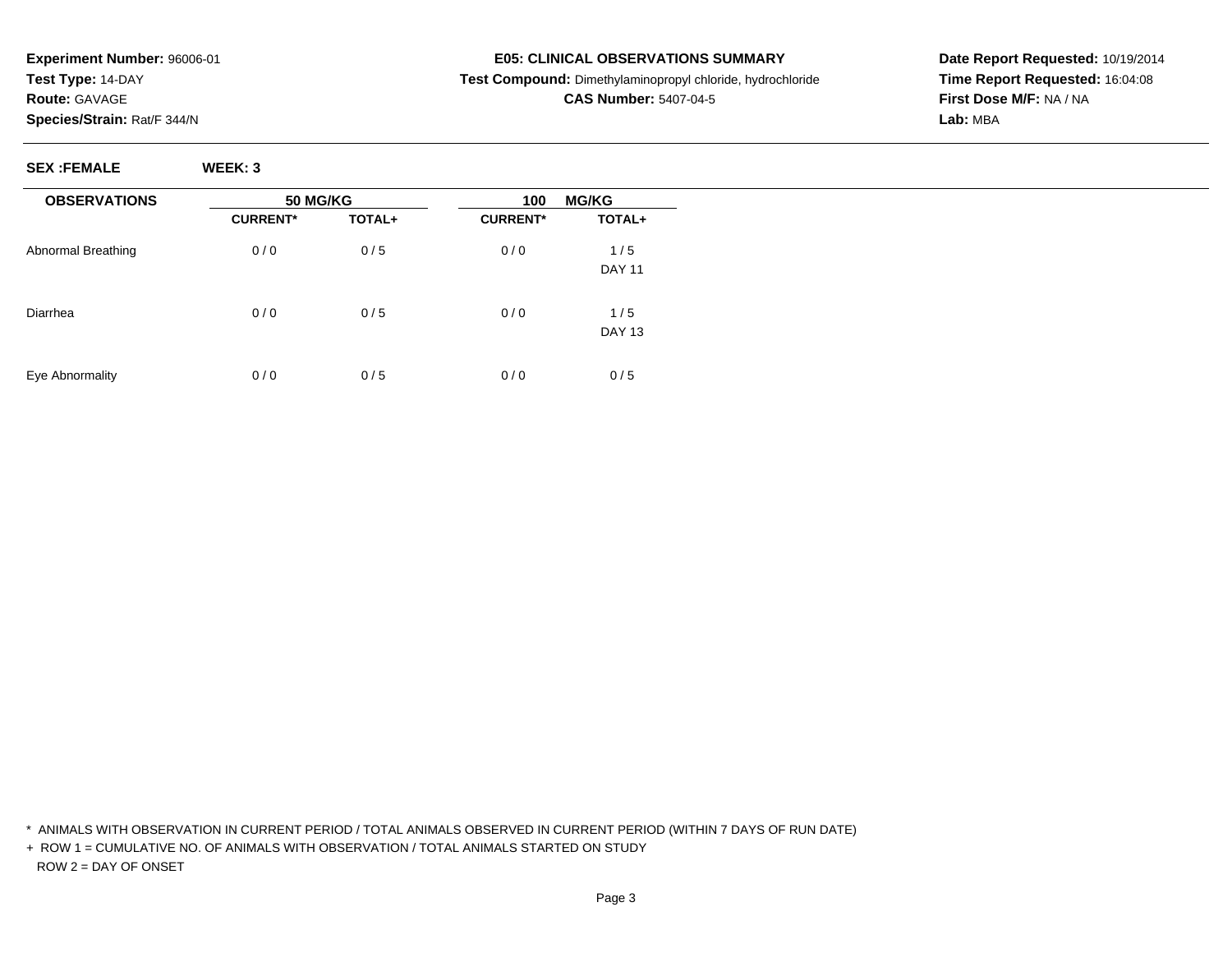**Experiment Number:** 96006-01
**Test Type:** 14-DAY
**Route:** GAVAGE
**Species/Strain:** Rat/F 344/N

**E05: CLINICAL OBSERVATIONS SUMMARY**
**Test Compound:** Dimethylaminopropyl chloride, hydrochloride
**CAS Number:** 5407-04-5

**Date Report Requested:** 10/19/2014
**Time Report Requested:** 16:04:08
**First Dose M/F:** NA / NA
**Lab:** MBA

**SEX :FEMALE** **WEEK: 3**

| OBSERVATIONS | 50 MG/KG | | 100 MG/KG | |
|---|---|---|---|---|
| | CURRENT* | TOTAL+ | CURRENT* | TOTAL+ |
| Abnormal Breathing | 0 / 0 | 0 / 5 | 0 / 0 | 1 / 5<br>DAY 11 |
| Diarrhea | 0 / 0 | 0 / 5 | 0 / 0 | 1 / 5<br>DAY 13 |
| Eye Abnormality | 0 / 0 | 0 / 5 | 0 / 0 | 0 / 5 |

\* ANIMALS WITH OBSERVATION IN CURRENT PERIOD / TOTAL ANIMALS OBSERVED IN CURRENT PERIOD (WITHIN 7 DAYS OF RUN DATE)

\+ ROW 1 = CUMULATIVE NO. OF ANIMALS WITH OBSERVATION / TOTAL ANIMALS STARTED ON STUDY

ROW 2 = DAY OF ONSET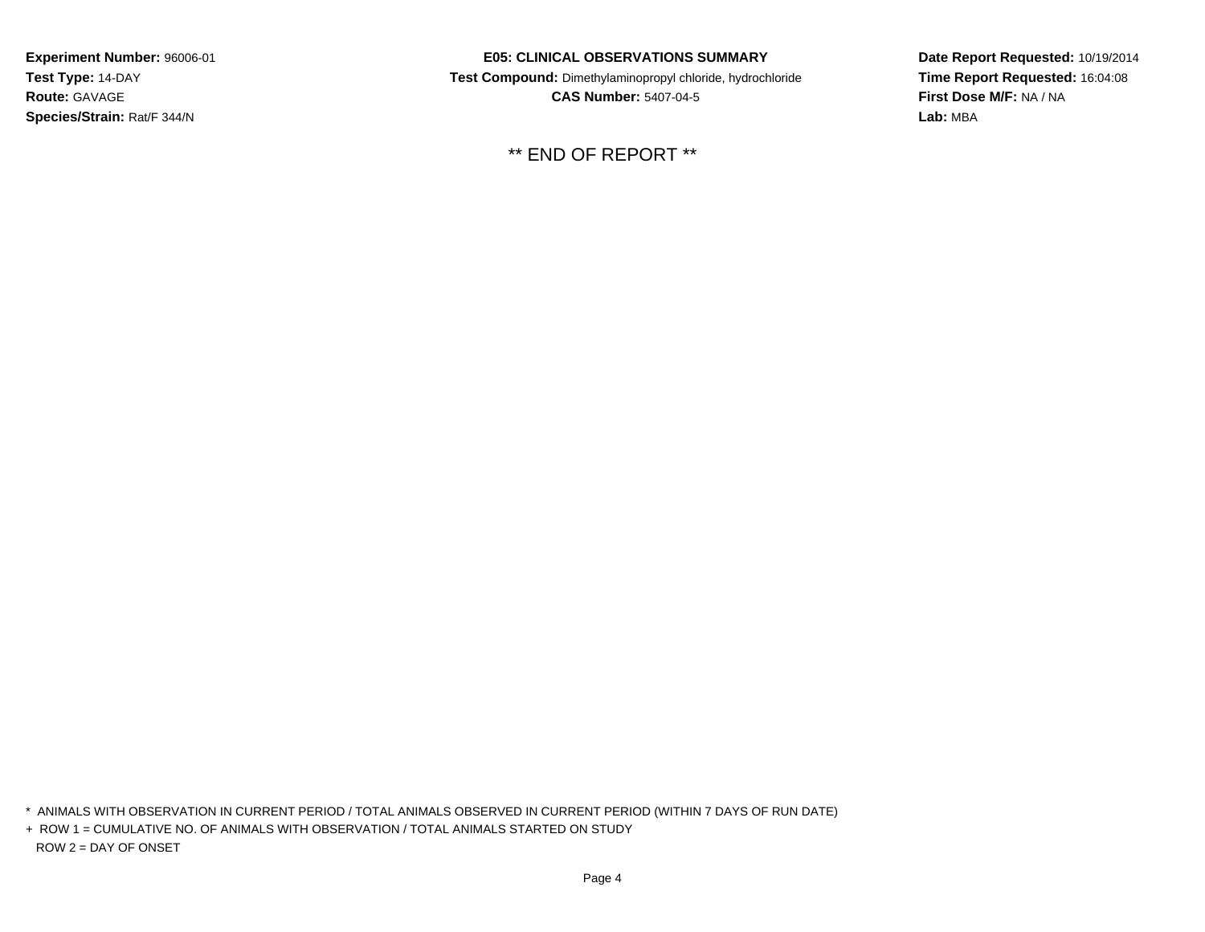**Experiment Number:** 96006-01
**Test Type:** 14-DAY
**Route:** GAVAGE
**Species/Strain:** Rat/F 344/N

**E05: CLINICAL OBSERVATIONS SUMMARY**
**Test Compound:** Dimethylaminopropyl chloride, hydrochloride
**CAS Number:** 5407-04-5

**Date Report Requested:** 10/19/2014
**Time Report Requested:** 16:04:08
**First Dose M/F:** NA / NA
**Lab:** MBA

** END OF REPORT **

* ANIMALS WITH OBSERVATION IN CURRENT PERIOD / TOTAL ANIMALS OBSERVED IN CURRENT PERIOD (WITHIN 7 DAYS OF RUN DATE)
+ ROW 1 = CUMULATIVE NO. OF ANIMALS WITH OBSERVATION / TOTAL ANIMALS STARTED ON STUDY
ROW 2 = DAY OF ONSET